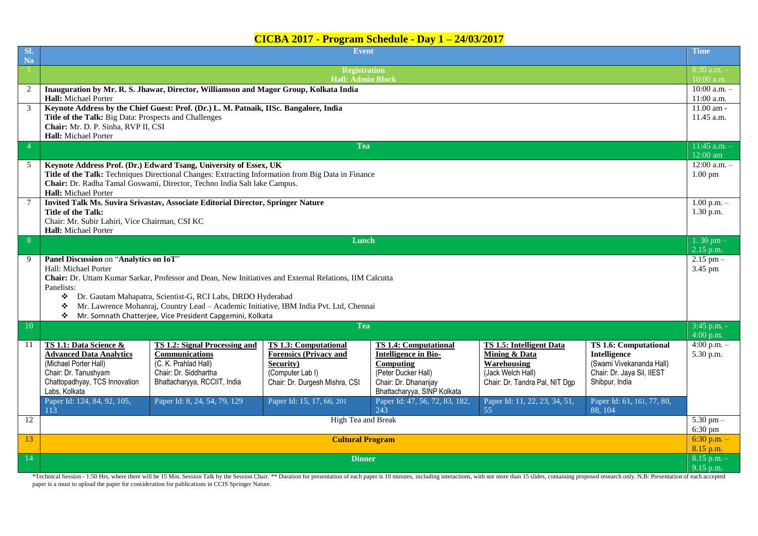# CICBA 2017 - Program Schedule - Day 1 – 24/03/2017

| Sl. No | Event | | | | | | Time |
|---|---|---|---|---|---|---|---|
| 1 | **Registration**<br>**Hall: Admin Block** | | | | | | 8:30 a.m. – 10:00 a.m. |
| 2 | **Inauguration by Mr. R. S. Jhawar, Director, Williamson and Magor Group, Kolkata India**<br>**Hall:** Michael Porter | | | | | | 10:00 a.m. – 11:00 a.m. |
| 3 | **Keynote Address by the Chief Guest: Prof. (Dr.) L. M. Patnaik, IISc. Bangalore, India**<br>**Title of the Talk:** Big Data: Prospects and Challenges<br>**Chair:** Mr. D. P. Sinha, RVP II, CSI<br>**Hall:** Michael Porter | | | | | | 11.00 am - 11.45 a.m. |
| 4 | **Tea** | | | | | | 11:45 a.m. – 12:00 am |
| 5 | **Keynote Address Prof. (Dr.) Edward Tsang, University of Essex, UK**<br>**Title of the Talk:** Techniques Directional Changes: Extracting Information from Big Data in Finance<br>**Chair:** Dr. Radha Tamal Goswami, Director, Techno India Salt lake Campus.<br>**Hall:** Michael Porter | | | | | | 12:00 a.m. – 1.00 pm |
| 7 | **Invited Talk Ms. Suvira Srivastav, Associate Editorial Director, Springer Nature**<br>**Title of the Talk:**<br>Chair: Mr. Subir Lahiri, Vice Chairman, CSI KC<br>**Hall:** Michael Porter | | | | | | 1.00 p.m. – 1.30 p.m. |
| 8 | **Lunch** | | | | | | 1. 30 pm – 2.15 p.m. |
| 9 | **Panel Discussion** on "**Analytics on IoT**"<br>Hall: Michael Porter<br>**Chair:** Dr. Uttam Kumar Sarkar, Professor and Dean, New Initiatives and External Relations, IIM Calcutta<br>Panelists:<br>❖ Dr. Gautam Mahapatra, Scientist-G, RCI Labs, DRDO Hyderabad<br>❖ Mr. Lawrence Mohanraj, Country Lead – Academic Initiative, IBM India Pvt. Ltd, Chennai<br>❖ Mr. Somnath Chatterjee, Vice President Capgemini, Kolkata | | | | | | 2.15 pm – 3.45 pm |
| 10 | **Tea** | | | | | | 3:45 p.m. - 4:00 p.m. |
| 11 | **TS 1.1: Data Science & Advanced Data Analytics**<br>(Michael Porter Hall)<br>Chair: Dr. Tanushyam Chattopadhyay, TCS Innovation Labs, Kolkata | **TS 1.2: Signal Processing and Communications**<br>(C. K. Prahlad Hall)<br>Chair: Dr. Siddhartha Bhattacharyya, RCCIIT, India | **TS 1.3: Computational Forensics (Privacy and Security)**<br>(Computer Lab I)<br>Chair: Dr. Durgesh Mishra, CSI | **TS 1.4: Computational Intelligence in Bio-Computing**<br>(Peter Ducker Hall)<br>Chair: Dr. Dhananjay Bhattacharyya, SINP Kolkata | **TS 1.5: Intelligent Data Mining & Data Warehousing**<br>(Jack Welch Hall)<br>Chair: Dr. Tandra Pal, NIT Dgp | **TS 1.6: Computational Intelligence**<br>(Swami Vivekananda Hall)<br>Chair: Dr. Jaya Sil, IIEST Shibpur, India | 4:00 p.m. – 5.30 p.m. |
| | Paper Id: 124, 84, 92, 105, 113 | Paper Id: 8, 24, 54, 79, 129 | Paper Id: 15, 17, 66, 201 | Paper Id: 47, 56, 72, 83, 182, 243 | Paper Id: 11, 22, 23, 34, 51, 55 | Paper Id: 61, 161, 77, 80, 88, 104 | |
| 12 | High Tea and Break | | | | | | 5.30 pm – 6:30 pm |
| 13 | **Cultural Program** | | | | | | 6:30 p.m. – 8.15 p.m. |
| 14 | **Dinner** | | | | | | 8.15 p.m. – 9.15 p.m. |

*Technical Session - 1:50 Hrs, where there will be 15 Min. Session Talk by the Session Chair. ** Duration for presentation of each paper is 10 minutes, including interactions, with not more than 15 slides, containing proposed research only. N.B: Presentation of each accepted paper is a must to upload the paper for consideration for publications in CCIS Springer Nature.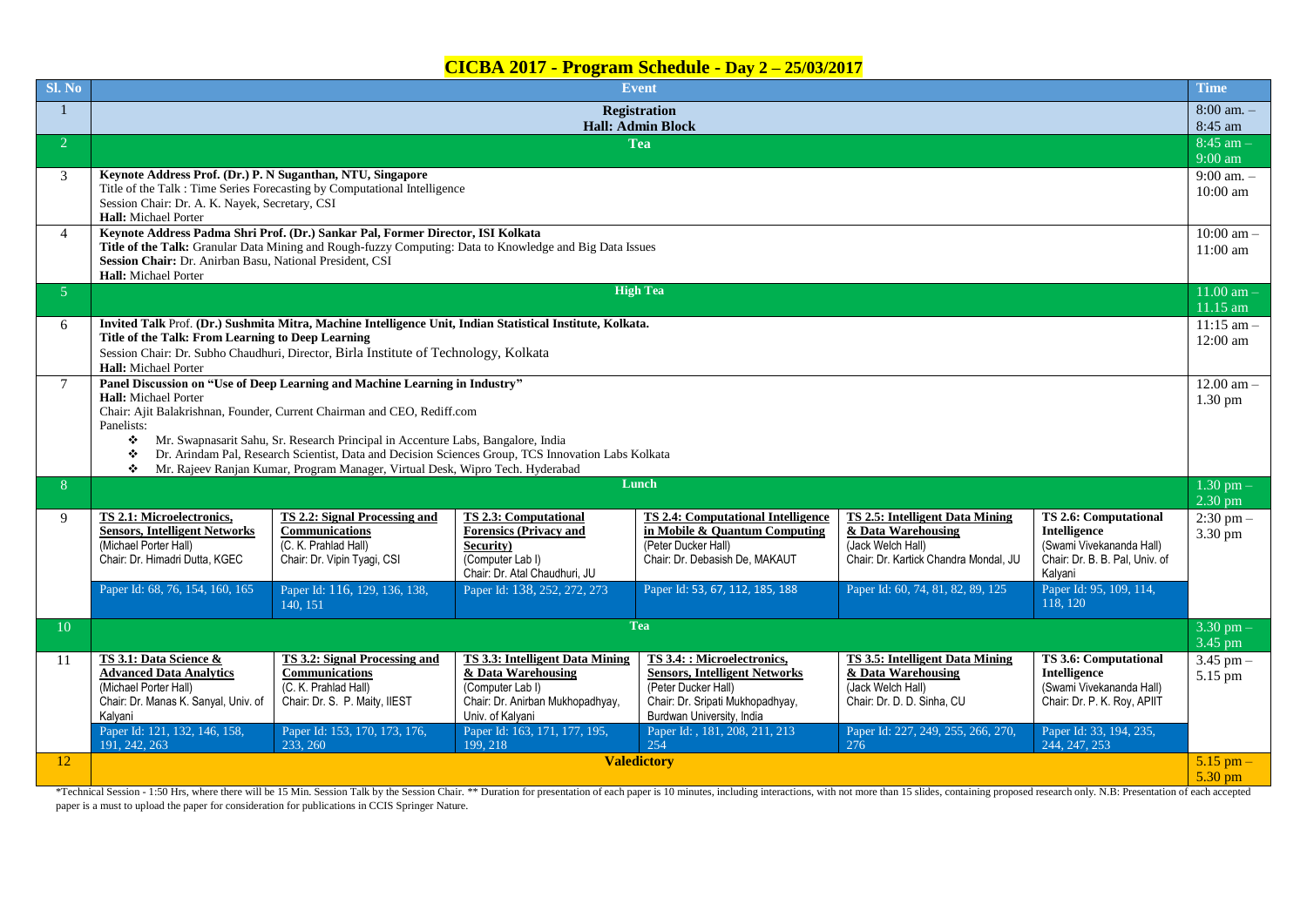# CICBA 2017 - Program Schedule - Day 2 – 25/03/2017

| Sl. No | Event | | | | | | Time |
|---|---|---|---|---|---|---|---|
| 1 | **Registration** **Hall: Admin Block** | | | | | | 8:00 am. – 8:45 am |
| 2 | **Tea** | | | | | | 8:45 am – 9:00 am |
| 3 | **Keynote Address Prof. (Dr.) P. N Suganthan, NTU, Singapore** Title of the Talk : Time Series Forecasting by Computational Intelligence Session Chair: Dr. A. K. Nayek, Secretary, CSI **Hall:** Michael Porter | | | | | | 9:00 am. – 10:00 am |
| 4 | **Keynote Address Padma Shri Prof. (Dr.) Sankar Pal, Former Director, ISI Kolkata** **Title of the Talk:** Granular Data Mining and Rough-fuzzy Computing: Data to Knowledge and Big Data Issues **Session Chair:** Dr. Anirban Basu, National President, CSI **Hall:** Michael Porter | | | | | | 10:00 am – 11:00 am |
| 5 | **High Tea** | | | | | | 11.00 am – 11.15 am |
| 6 | **Invited Talk** Prof. **(Dr.) Sushmita Mitra, Machine Intelligence Unit, Indian Statistical Institute, Kolkata.** **Title of the Talk: From Learning to Deep Learning** Session Chair: Dr. Subho Chaudhuri, Director, Birla Institute of Technology, Kolkata **Hall:** Michael Porter | | | | | | 11:15 am – 12:00 am |
| 7 | **Panel Discussion on "Use of Deep Learning and Machine Learning in Industry"** **Hall:** Michael Porter Chair: Ajit Balakrishnan, Founder, Current Chairman and CEO, Rediff.com Panelists: ❖ Mr. Swapnasarit Sahu, Sr. Research Principal in Accenture Labs, Bangalore, India ❖ Dr. Arindam Pal, Research Scientist, Data and Decision Sciences Group, TCS Innovation Labs Kolkata ❖ Mr. Rajeev Ranjan Kumar, Program Manager, Virtual Desk, Wipro Tech. Hyderabad | | | | | | 12.00 am – 1.30 pm |
| 8 | **Lunch** | | | | | | 1.30 pm – 2.30 pm |
| 9 | **TS 2.1: Microelectronics, Sensors, Intelligent Networks** (Michael Porter Hall) Chair: Dr. Himadri Dutta, KGEC | **TS 2.2: Signal Processing and Communications** (C. K. Prahlad Hall) Chair: Dr. Vipin Tyagi, CSI | **TS 2.3: Computational Forensics (Privacy and Security)** (Computer Lab I) Chair: Dr. Atal Chaudhuri, JU | **TS 2.4: Computational Intelligence in Mobile & Quantum Computing** (Peter Ducker Hall) Chair: Dr. Debasish De, MAKAUT | **TS 2.5: Intelligent Data Mining & Data Warehousing** (Jack Welch Hall) Chair: Dr. Kartick Chandra Mondal, JU | **TS 2.6: Computational Intelligence** (Swami Vivekananda Hall) Chair: Dr. B. B. Pal, Univ. of Kalyani | 2:30 pm – 3.30 pm |
| | Paper Id: 68, 76, 154, 160, 165 | Paper Id: 116, 129, 136, 138, 140, 151 | Paper Id: 138, 252, 272, 273 | Paper Id: 53, 67, 112, 185, 188 | Paper Id: 60, 74, 81, 82, 89, 125 | Paper Id: 95, 109, 114, 118, 120 | |
| 10 | **Tea** | | | | | | 3.30 pm – 3.45 pm |
| 11 | **TS 3.1: Data Science & Advanced Data Analytics** (Michael Porter Hall) Chair: Dr. Manas K. Sanyal, Univ. of Kalyani | **TS 3.2: Signal Processing and Communications** (C. K. Prahlad Hall) Chair: Dr. S. P. Maity, IIEST | **TS 3.3: Intelligent Data Mining & Data Warehousing** (Computer Lab I) Chair: Dr. Anirban Mukhopadhyay, Univ. of Kalyani | **TS 3.4: : Microelectronics, Sensors, Intelligent Networks** (Peter Ducker Hall) Chair: Dr. Sripati Mukhopadhyay, Burdwan University, India | **TS 3.5: Intelligent Data Mining & Data Warehousing** (Jack Welch Hall) Chair: Dr. D. D. Sinha, CU | **TS 3.6: Computational Intelligence** (Swami Vivekananda Hall) Chair: Dr. P. K. Roy, APIIT | 3.45 pm – 5.15 pm |
| | Paper Id: 121, 132, 146, 158, 191, 242, 263 | Paper Id: 153, 170, 173, 176, 233, 260 | Paper Id: 163, 171, 177, 195, 199, 218 | Paper Id: , 181, 208, 211, 213 254 | Paper Id: 227, 249, 255, 266, 270, 276 | Paper Id: 33, 194, 235, 244, 247, 253 | |
| 12 | **Valedictory** | | | | | | 5.15 pm – 5.30 pm |

*Technical Session - 1:50 Hrs, where there will be 15 Min. Session Talk by the Session Chair. ** Duration for presentation of each paper is 10 minutes, including interactions, with not more than 15 slides, containing proposed research only. N.B: Presentation of each accepted paper is a must to upload the paper for consideration for publications in CCIS Springer Nature.